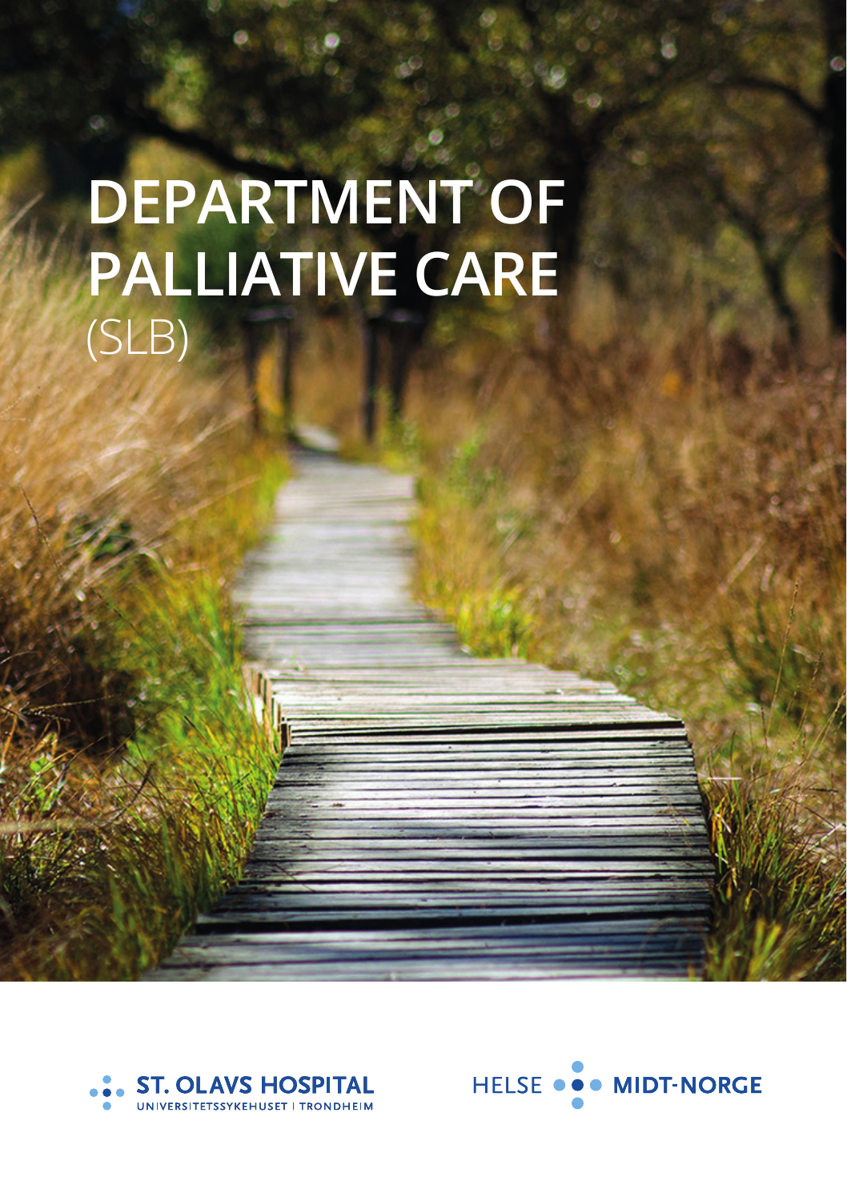# DEPARTMENT OF PALLIATIVE CARE
(SLB)

ST. OLAVS HOSPITAL
UNIVERSITETSSYKEHUSET I TRONDHEIM

HELSE MIDT-NORGE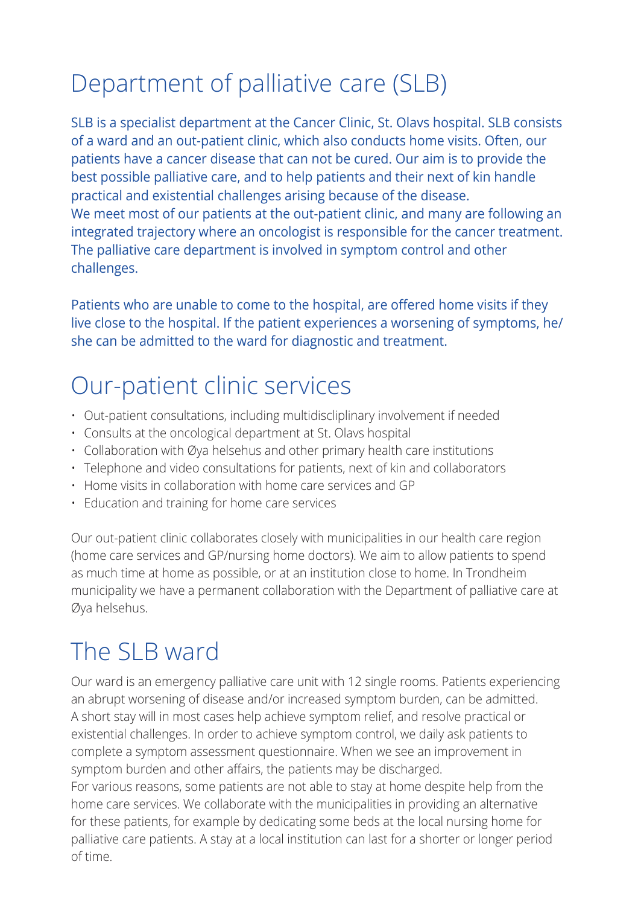# Department of palliative care (SLB)

SLB is a specialist department at the Cancer Clinic, St. Olavs hospital. SLB consists of a ward and an out-patient clinic, which also conducts home visits. Often, our patients have a cancer disease that can not be cured. Our aim is to provide the best possible palliative care, and to help patients and their next of kin handle practical and existential challenges arising because of the disease.
We meet most of our patients at the out-patient clinic, and many are following an integrated trajectory where an oncologist is responsible for the cancer treatment. The palliative care department is involved in symptom control and other challenges.

Patients who are unable to come to the hospital, are offered home visits if they live close to the hospital. If the patient experiences a worsening of symptoms, he/she can be admitted to the ward for diagnostic and treatment.

# Our-patient clinic services

- Out-patient consultations, including multidiscliplinary involvement if needed
- Consults at the oncological department at St. Olavs hospital
- Collaboration with Øya helsehus and other primary health care institutions
- Telephone and video consultations for patients, next of kin and collaborators
- Home visits in collaboration with home care services and GP
- Education and training for home care services

Our out-patient clinic collaborates closely with municipalities in our health care region (home care services and GP/nursing home doctors). We aim to allow patients to spend as much time at home as possible, or at an institution close to home. In Trondheim municipality we have a permanent collaboration with the Department of palliative care at Øya helsehus.

# The SLB ward

Our ward is an emergency palliative care unit with 12 single rooms. Patients experiencing an abrupt worsening of disease and/or increased symptom burden, can be admitted. A short stay will in most cases help achieve symptom relief, and resolve practical or existential challenges. In order to achieve symptom control, we daily ask patients to complete a symptom assessment questionnaire. When we see an improvement in symptom burden and other affairs, the patients may be discharged.
For various reasons, some patients are not able to stay at home despite help from the home care services. We collaborate with the municipalities in providing an alternative for these patients, for example by dedicating some beds at the local nursing home for palliative care patients. A stay at a local institution can last for a shorter or longer period of time.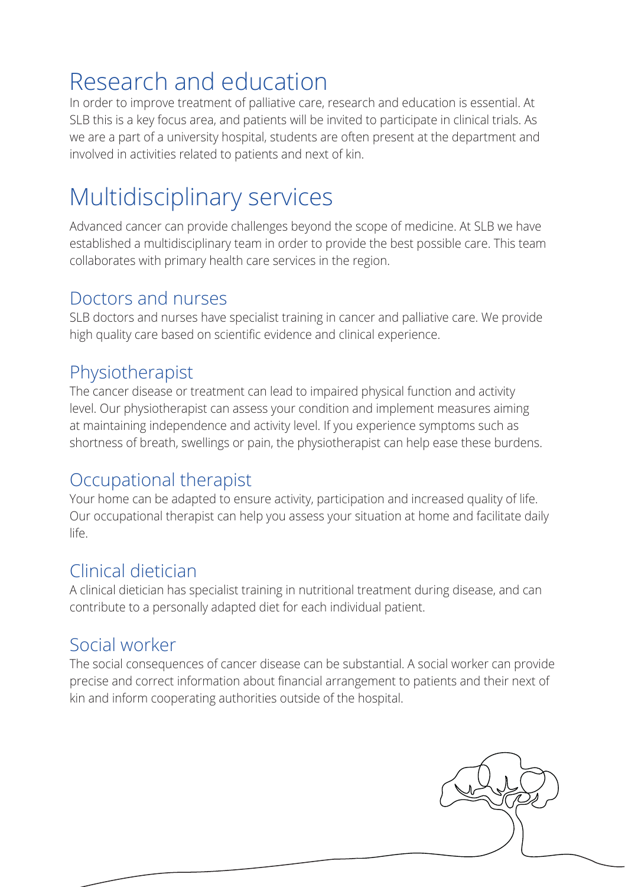# Research and education

In order to improve treatment of palliative care, research and education is essential. At SLB this is a key focus area, and patients will be invited to participate in clinical trials. As we are a part of a university hospital, students are often present at the department and involved in activities related to patients and next of kin.

# Multidisciplinary services

Advanced cancer can provide challenges beyond the scope of medicine. At SLB we have established a multidisciplinary team in order to provide the best possible care. This team collaborates with primary health care services in the region.

## Doctors and nurses

SLB doctors and nurses have specialist training in cancer and palliative care. We provide high quality care based on scientific evidence and clinical experience.

## Physiotherapist

The cancer disease or treatment can lead to impaired physical function and activity level. Our physiotherapist can assess your condition and implement measures aiming at maintaining independence and activity level. If you experience symptoms such as shortness of breath, swellings or pain, the physiotherapist can help ease these burdens.

## Occupational therapist

Your home can be adapted to ensure activity, participation and increased quality of life. Our occupational therapist can help you assess your situation at home and facilitate daily life.

## Clinical dietician

A clinical dietician has specialist training in nutritional treatment during disease, and can contribute to a personally adapted diet for each individual patient.

## Social worker

The social consequences of cancer disease can be substantial. A social worker can provide precise and correct information about financial arrangement to patients and their next of kin and inform cooperating authorities outside of the hospital.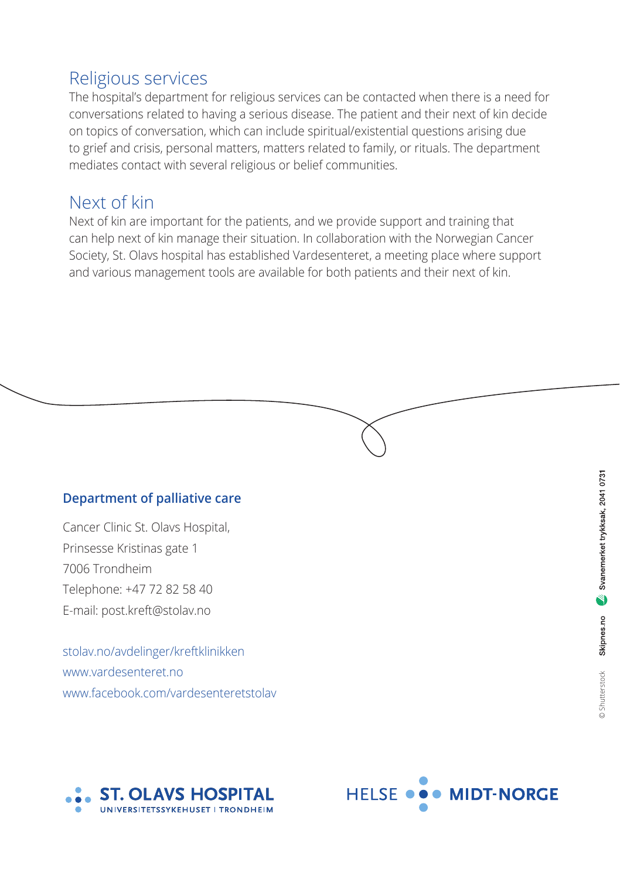## Religious services

The hospital's department for religious services can be contacted when there is a need for conversations related to having a serious disease. The patient and their next of kin decide on topics of conversation, which can include spiritual/existential questions arising due to grief and crisis, personal matters, matters related to family, or rituals. The department mediates contact with several religious or belief communities.

## Next of kin

Next of kin are important for the patients, and we provide support and training that can help next of kin manage their situation. In collaboration with the Norwegian Cancer Society, St. Olavs hospital has established Vardesenteret, a meeting place where support and various management tools are available for both patients and their next of kin.

**Department of palliative care**

Cancer Clinic St. Olavs Hospital,
Prinsesse Kristinas gate 1
7006 Trondheim
Telephone: +47 72 82 58 40
E-mail: post.kreft@stolav.no

stolav.no/avdelinger/kreftklinikken
www.vardesenteret.no
www.facebook.com/vardesenteretstolav

© Shutterstock Skipnes.no Svanemerket trykksak, 2041 0731

ST. OLAVS HOSPITAL
UNIVERSITETSSYKEHUSET I TRONDHEIM

HELSE MIDT-NORGE